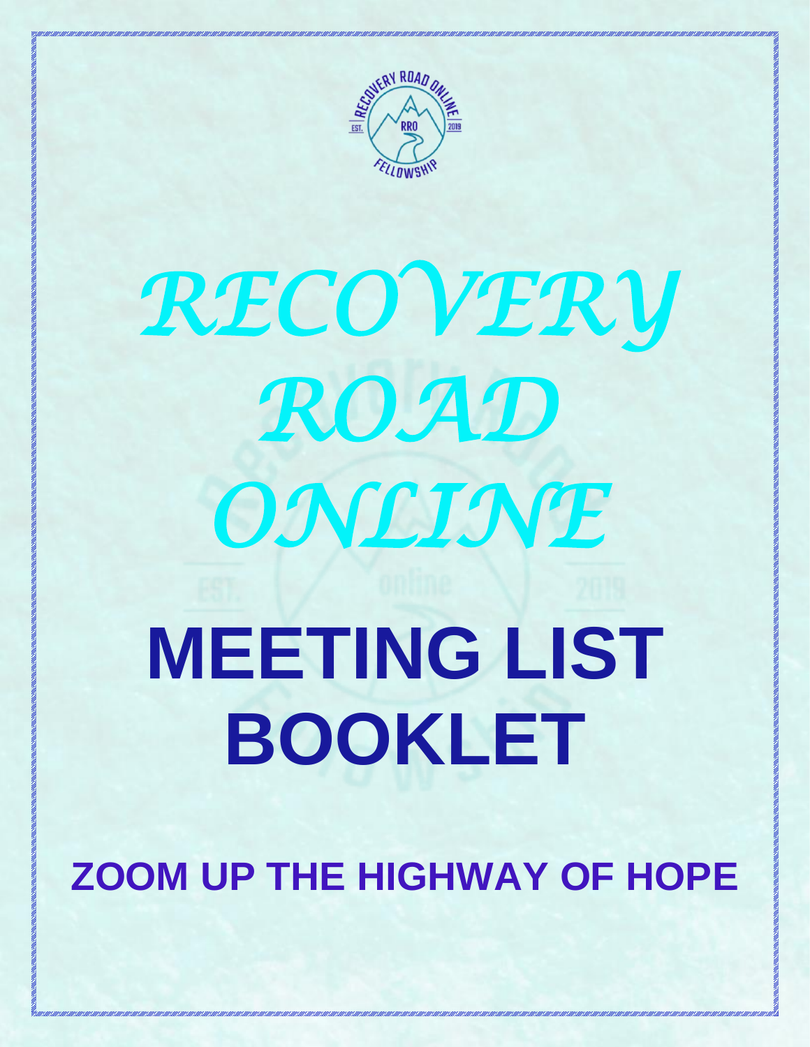# RECOVERY ROAD ONLINE

# MEETING LIST BOOKLET

## ZOOM UP THE HIGHWAY OF HOPE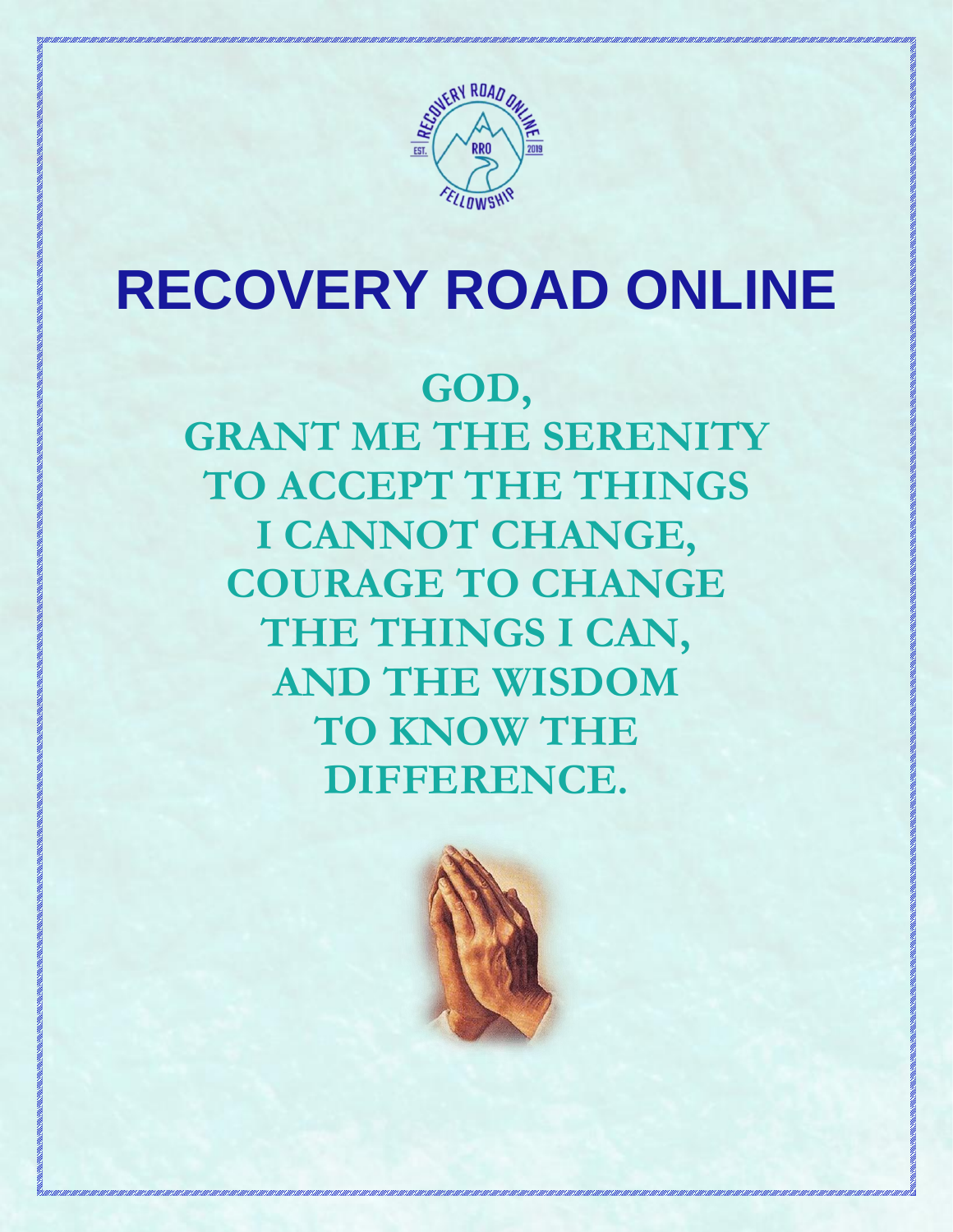# RECOVERY ROAD ONLINE

**GOD,**
**GRANT ME THE SERENITY**
**TO ACCEPT THE THINGS**
**I CANNOT CHANGE,**
**COURAGE TO CHANGE**
**THE THINGS I CAN,**
**AND THE WISDOM**
**TO KNOW THE**
**DIFFERENCE.**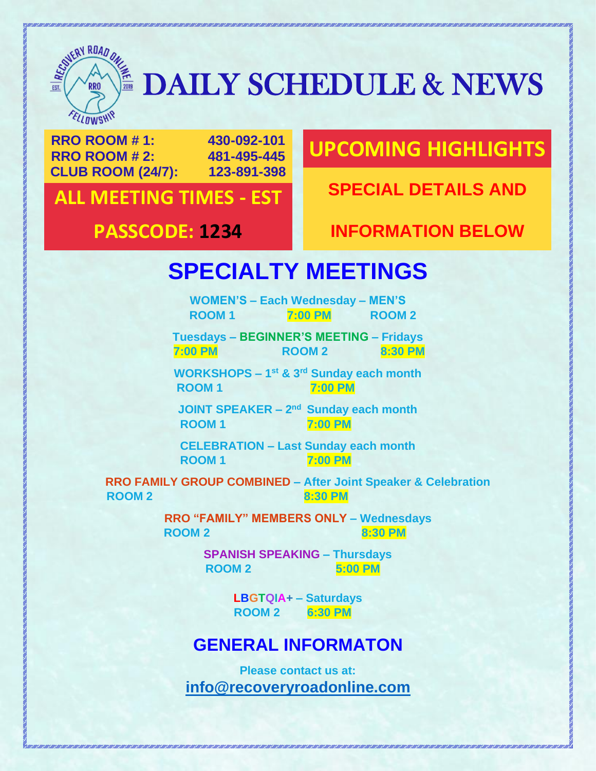# DAILY SCHEDULE & NEWS

**RRO ROOM # 1:** 430-092-101
**RRO ROOM # 2:** 481-495-445
**CLUB ROOM (24/7):** 123-891-398

**ALL MEETING TIMES - EST**

**PASSCODE: 1234**

## UPCOMING HIGHLIGHTS

**SPECIAL DETAILS AND INFORMATION BELOW**

## SPECIALTY MEETINGS

**WOMEN'S – Each Wednesday – MEN'S**
**ROOM 1 7:00 PM ROOM 2**

**Tuesdays – BEGINNER'S MEETING – Fridays**
**7:00 PM ROOM 2 8:30 PM**

**WORKSHOPS – 1st & 3rd Sunday each month**
**ROOM 1 7:00 PM**

**JOINT SPEAKER – 2nd Sunday each month**
**ROOM 1 7:00 PM**

**CELEBRATION – Last Sunday each month**
**ROOM 1 7:00 PM**

**RRO FAMILY GROUP COMBINED – After Joint Speaker & Celebration**
**ROOM 2 8:30 PM**

**RRO "FAMILY" MEMBERS ONLY – Wednesdays**
**ROOM 2 8:30 PM**

**SPANISH SPEAKING – Thursdays**
**ROOM 2 5:00 PM**

**LBGTQIA+ – Saturdays**
**ROOM 2 6:30 PM**

## GENERAL INFORMATON

**Please contact us at:**
**info@recoveryroadonline.com**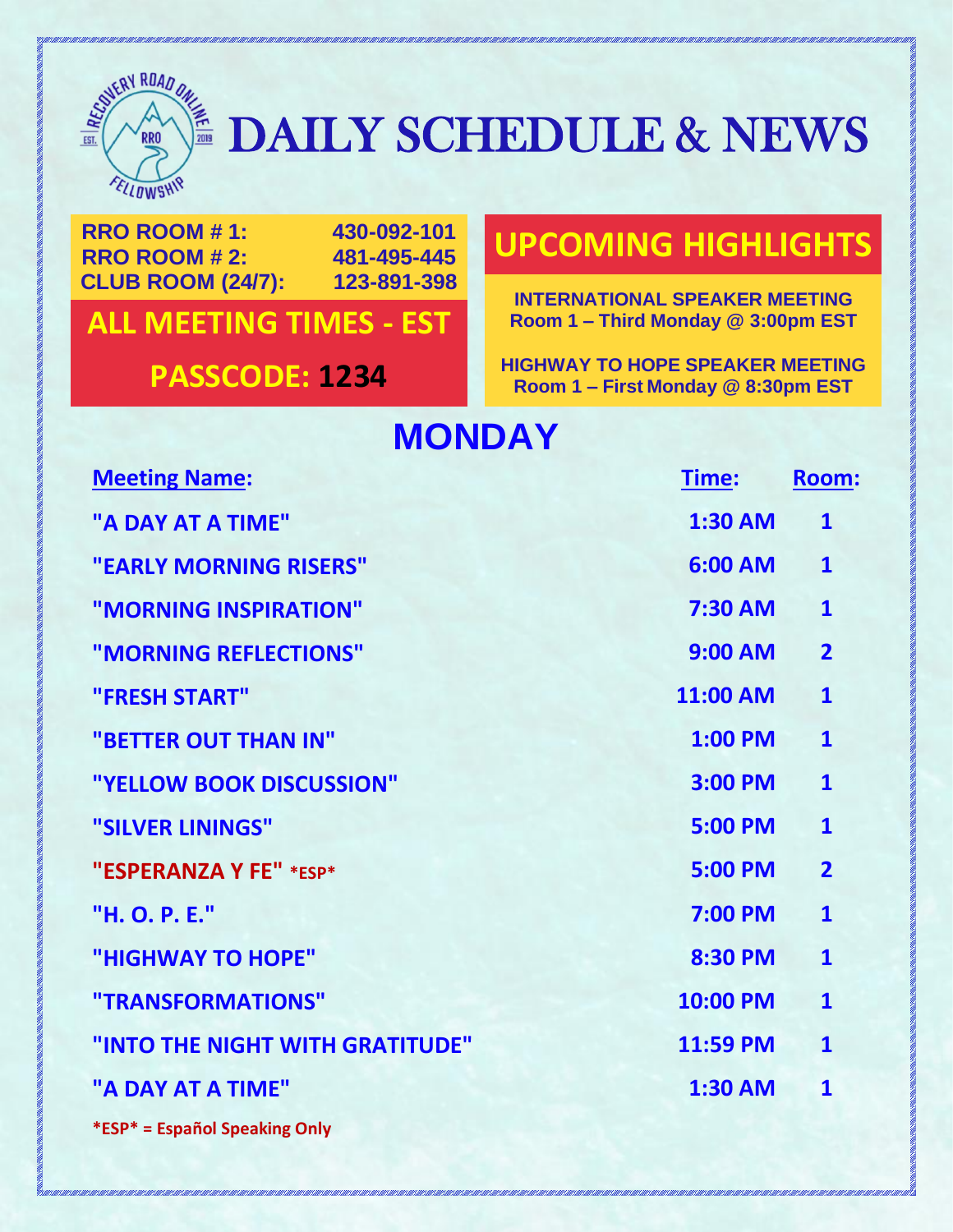# DAILY SCHEDULE & NEWS

| | |
|---|---|
| **RRO ROOM # 1:** | **430-092-101** |
| **RRO ROOM # 2:** | **481-495-445** |
| **CLUB ROOM (24/7):** | **123-891-398** |

**ALL MEETING TIMES - EST**

**PASSCODE: 1234**

## UPCOMING HIGHLIGHTS

**INTERNATIONAL SPEAKER MEETING**
**Room 1 – Third Monday @ 3:00pm EST**

**HIGHWAY TO HOPE SPEAKER MEETING**
**Room 1 – First Monday @ 8:30pm EST**

## MONDAY

| Meeting Name: | Time: | Room: |
|---|---|---|
| "A DAY AT A TIME" | 1:30 AM | 1 |
| "EARLY MORNING RISERS" | 6:00 AM | 1 |
| "MORNING INSPIRATION" | 7:30 AM | 1 |
| "MORNING REFLECTIONS" | 9:00 AM | 2 |
| "FRESH START" | 11:00 AM | 1 |
| "BETTER OUT THAN IN" | 1:00 PM | 1 |
| "YELLOW BOOK DISCUSSION" | 3:00 PM | 1 |
| "SILVER LININGS" | 5:00 PM | 1 |
| "ESPERANZA Y FE" *ESP* | 5:00 PM | 2 |
| "H. O. P. E." | 7:00 PM | 1 |
| "HIGHWAY TO HOPE" | 8:30 PM | 1 |
| "TRANSFORMATIONS" | 10:00 PM | 1 |
| "INTO THE NIGHT WITH GRATITUDE" | 11:59 PM | 1 |
| "A DAY AT A TIME" | 1:30 AM | 1 |

*ESP* = Español Speaking Only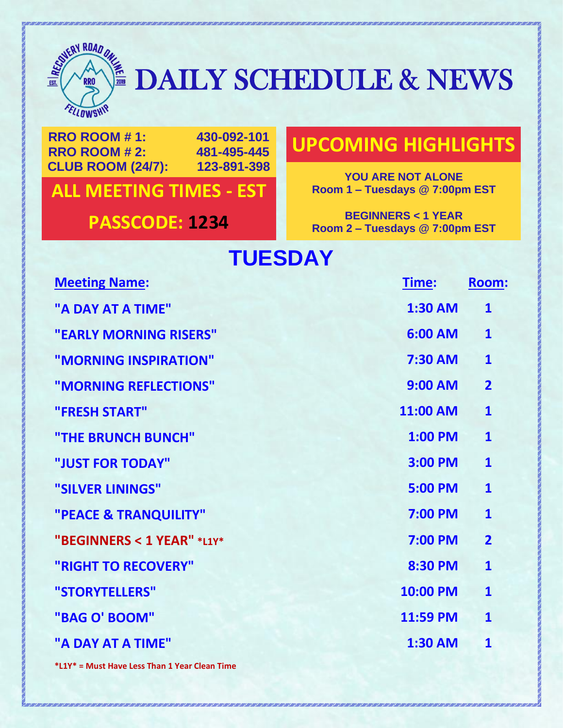# DAILY SCHEDULE & NEWS

**RRO ROOM # 1:** 430-092-101
**RRO ROOM # 2:** 481-495-445
**CLUB ROOM (24/7):** 123-891-398

## ALL MEETING TIMES - EST

## PASSCODE: 1234

## UPCOMING HIGHLIGHTS

**YOU ARE NOT ALONE**
**Room 1 – Tuesdays @ 7:00pm EST**

**BEGINNERS < 1 YEAR**
**Room 2 – Tuesdays @ 7:00pm EST**

## TUESDAY

| Meeting Name: | Time: | Room: |
|---|---|---|
| "A DAY AT A TIME" | 1:30 AM | 1 |
| "EARLY MORNING RISERS" | 6:00 AM | 1 |
| "MORNING INSPIRATION" | 7:30 AM | 1 |
| "MORNING REFLECTIONS" | 9:00 AM | 2 |
| "FRESH START" | 11:00 AM | 1 |
| "THE BRUNCH BUNCH" | 1:00 PM | 1 |
| "JUST FOR TODAY" | 3:00 PM | 1 |
| "SILVER LININGS" | 5:00 PM | 1 |
| "PEACE & TRANQUILITY" | 7:00 PM | 1 |
| "BEGINNERS < 1 YEAR" *L1Y* | 7:00 PM | 2 |
| "RIGHT TO RECOVERY" | 8:30 PM | 1 |
| "STORYTELLERS" | 10:00 PM | 1 |
| "BAG O' BOOM" | 11:59 PM | 1 |
| "A DAY AT A TIME" | 1:30 AM | 1 |

*L1Y* = Must Have Less Than 1 Year Clean Time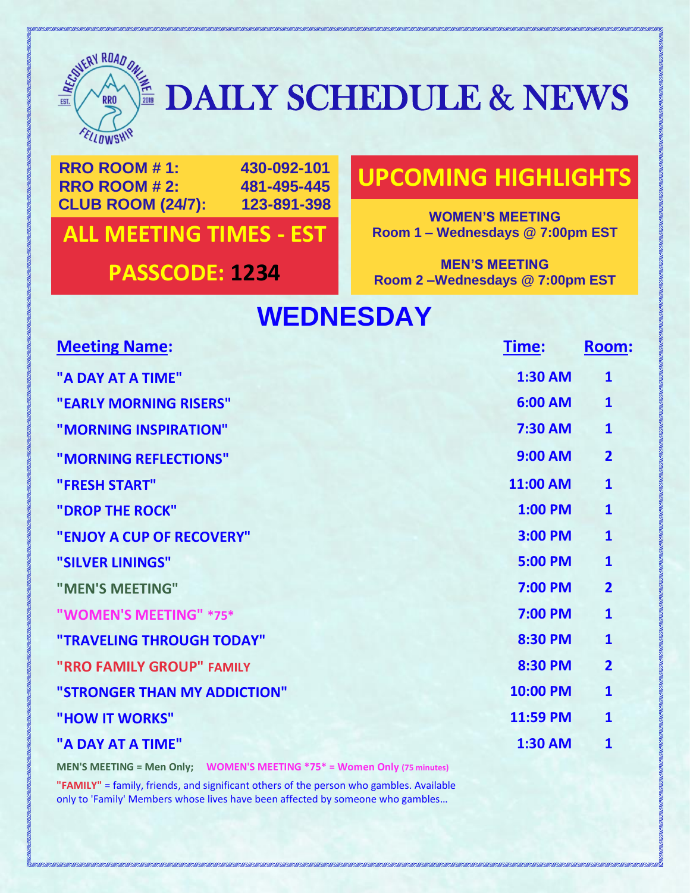# DAILY SCHEDULE & NEWS

**RRO ROOM # 1:** 430-092-101
**RRO ROOM # 2:** 481-495-445
**CLUB ROOM (24/7):** 123-891-398

**ALL MEETING TIMES - EST**

**PASSCODE: 1234**

## UPCOMING HIGHLIGHTS

**WOMEN'S MEETING**
**Room 1 – Wednesdays @ 7:00pm EST**

**MEN'S MEETING**
**Room 2 –Wednesdays @ 7:00pm EST**

## WEDNESDAY

| Meeting Name: | Time: | Room: |
| --- | --- | --- |
| "A DAY AT A TIME" | 1:30 AM | 1 |
| "EARLY MORNING RISERS" | 6:00 AM | 1 |
| "MORNING INSPIRATION" | 7:30 AM | 1 |
| "MORNING REFLECTIONS" | 9:00 AM | 2 |
| "FRESH START" | 11:00 AM | 1 |
| "DROP THE ROCK" | 1:00 PM | 1 |
| "ENJOY A CUP OF RECOVERY" | 3:00 PM | 1 |
| "SILVER LININGS" | 5:00 PM | 1 |
| "MEN'S MEETING" | 7:00 PM | 2 |
| "WOMEN'S MEETING" *75* | 7:00 PM | 1 |
| "TRAVELING THROUGH TODAY" | 8:30 PM | 1 |
| "RRO FAMILY GROUP" FAMILY | 8:30 PM | 2 |
| "STRONGER THAN MY ADDICTION" | 10:00 PM | 1 |
| "HOW IT WORKS" | 11:59 PM | 1 |
| "A DAY AT A TIME" | 1:30 AM | 1 |

MEN'S MEETING = Men Only; WOMEN'S MEETING *75* = Women Only (75 minutes)

"FAMILY" = family, friends, and significant others of the person who gambles. Available only to 'Family' Members whose lives have been affected by someone who gambles…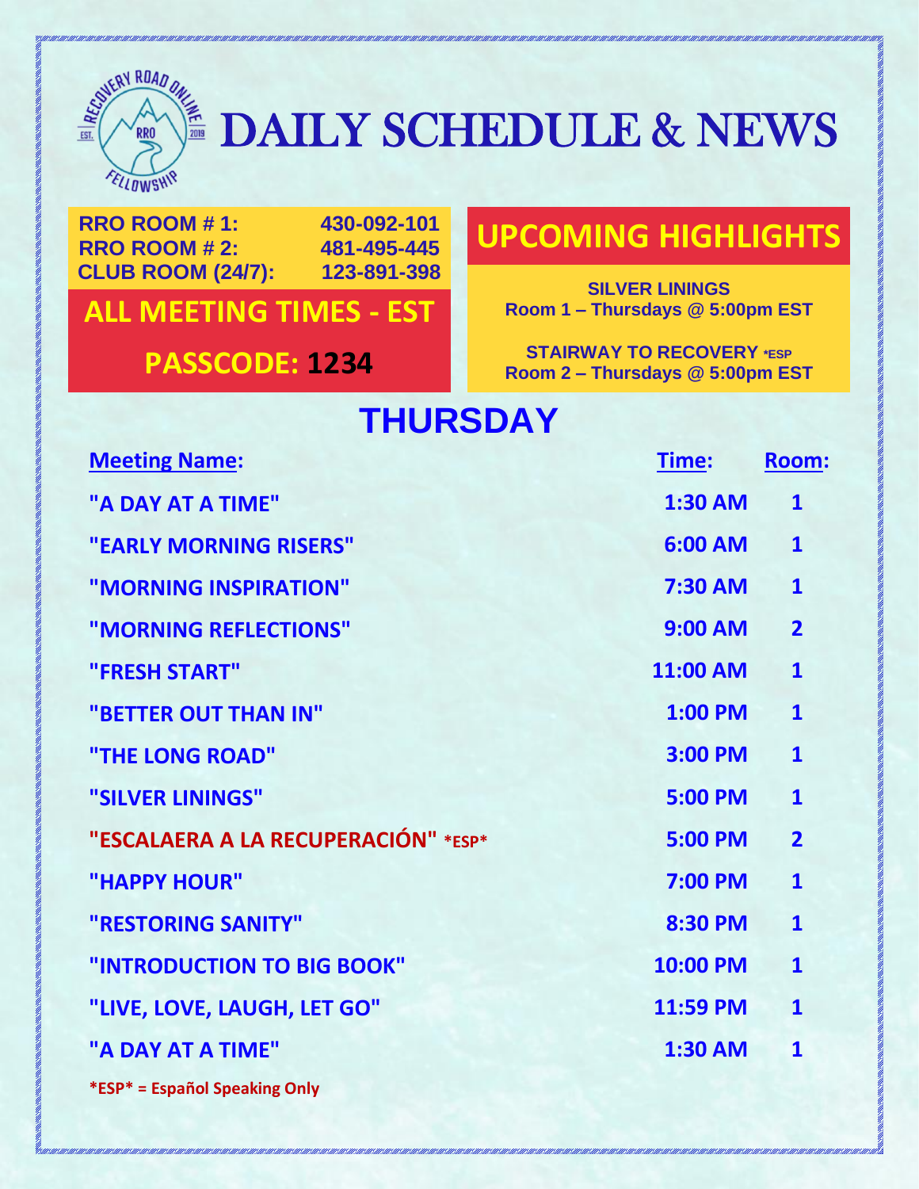# DAILY SCHEDULE & NEWS

| | |
|---|---|
| **RRO ROOM # 1:** | **430-092-101** |
| **RRO ROOM # 2:** | **481-495-445** |
| **CLUB ROOM (24/7):** | **123-891-398** |

**ALL MEETING TIMES - EST**

**PASSCODE: 1234**

## UPCOMING HIGHLIGHTS

**SILVER LININGS**
**Room 1 – Thursdays @ 5:00pm EST**

**STAIRWAY TO RECOVERY *ESP**
**Room 2 – Thursdays @ 5:00pm EST**

## THURSDAY

| Meeting Name: | Time: | Room: |
|---|---|---|
| "A DAY AT A TIME" | 1:30 AM | 1 |
| "EARLY MORNING RISERS" | 6:00 AM | 1 |
| "MORNING INSPIRATION" | 7:30 AM | 1 |
| "MORNING REFLECTIONS" | 9:00 AM | 2 |
| "FRESH START" | 11:00 AM | 1 |
| "BETTER OUT THAN IN" | 1:00 PM | 1 |
| "THE LONG ROAD" | 3:00 PM | 1 |
| "SILVER LININGS" | 5:00 PM | 1 |
| "ESCALAERA A LA RECUPERACIÓN" *ESP* | 5:00 PM | 2 |
| "HAPPY HOUR" | 7:00 PM | 1 |
| "RESTORING SANITY" | 8:30 PM | 1 |
| "INTRODUCTION TO BIG BOOK" | 10:00 PM | 1 |
| "LIVE, LOVE, LAUGH, LET GO" | 11:59 PM | 1 |
| "A DAY AT A TIME" | 1:30 AM | 1 |

**\*ESP\* = Español Speaking Only**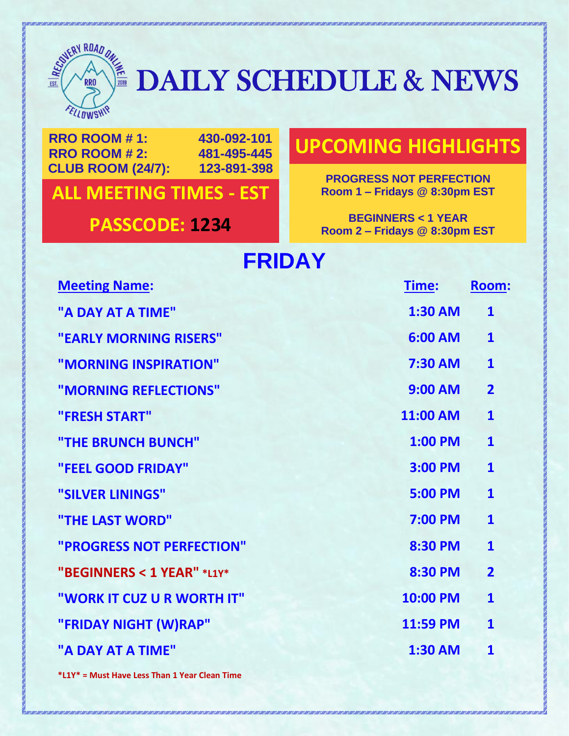# DAILY SCHEDULE & NEWS

**RRO ROOM # 1:** 430-092-101
**RRO ROOM # 2:** 481-495-445
**CLUB ROOM (24/7):** 123-891-398

**ALL MEETING TIMES - EST**

**PASSCODE: 1234**

## UPCOMING HIGHLIGHTS

**PROGRESS NOT PERFECTION**
**Room 1 – Fridays @ 8:30pm EST**

**BEGINNERS < 1 YEAR**
**Room 2 – Fridays @ 8:30pm EST**

## FRIDAY

| Meeting Name: | Time: | Room: |
| --- | --- | --- |
| "A DAY AT A TIME" | 1:30 AM | 1 |
| "EARLY MORNING RISERS" | 6:00 AM | 1 |
| "MORNING INSPIRATION" | 7:30 AM | 1 |
| "MORNING REFLECTIONS" | 9:00 AM | 2 |
| "FRESH START" | 11:00 AM | 1 |
| "THE BRUNCH BUNCH" | 1:00 PM | 1 |
| "FEEL GOOD FRIDAY" | 3:00 PM | 1 |
| "SILVER LININGS" | 5:00 PM | 1 |
| "THE LAST WORD" | 7:00 PM | 1 |
| "PROGRESS NOT PERFECTION" | 8:30 PM | 1 |
| "BEGINNERS < 1 YEAR" *L1Y* | 8:30 PM | 2 |
| "WORK IT CUZ U R WORTH IT" | 10:00 PM | 1 |
| "FRIDAY NIGHT (W)RAP" | 11:59 PM | 1 |
| "A DAY AT A TIME" | 1:30 AM | 1 |

*L1Y* = Must Have Less Than 1 Year Clean Time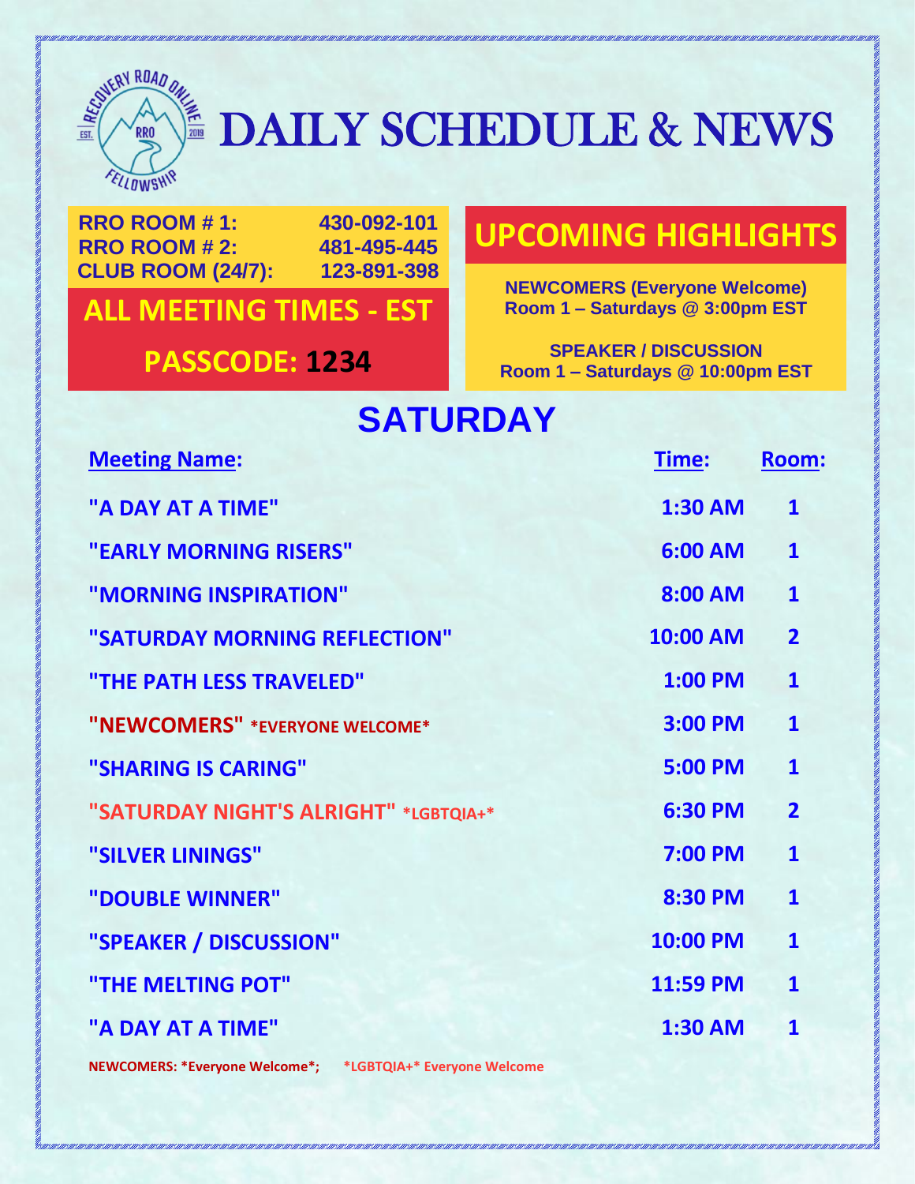# DAILY SCHEDULE & NEWS

**RRO ROOM # 1:** 430-092-101
**RRO ROOM # 2:** 481-495-445
**CLUB ROOM (24/7):** 123-891-398

**ALL MEETING TIMES - EST**

**PASSCODE: 1234**

## UPCOMING HIGHLIGHTS

**NEWCOMERS (Everyone Welcome)**
**Room 1 – Saturdays @ 3:00pm EST**

**SPEAKER / DISCUSSION**
**Room 1 – Saturdays @ 10:00pm EST**

## SATURDAY

| Meeting Name: | Time: | Room: |
| --- | --- | --- |
| "A DAY AT A TIME" | 1:30 AM | 1 |
| "EARLY MORNING RISERS" | 6:00 AM | 1 |
| "MORNING INSPIRATION" | 8:00 AM | 1 |
| "SATURDAY MORNING REFLECTION" | 10:00 AM | 2 |
| "THE PATH LESS TRAVELED" | 1:00 PM | 1 |
| "NEWCOMERS" *EVERYONE WELCOME* | 3:00 PM | 1 |
| "SHARING IS CARING" | 5:00 PM | 1 |
| "SATURDAY NIGHT'S ALRIGHT" *LGBTQIA+* | 6:30 PM | 2 |
| "SILVER LININGS" | 7:00 PM | 1 |
| "DOUBLE WINNER" | 8:30 PM | 1 |
| "SPEAKER / DISCUSSION" | 10:00 PM | 1 |
| "THE MELTING POT" | 11:59 PM | 1 |
| "A DAY AT A TIME" | 1:30 AM | 1 |

NEWCOMERS: *Everyone Welcome*; *LGBTQIA+* Everyone Welcome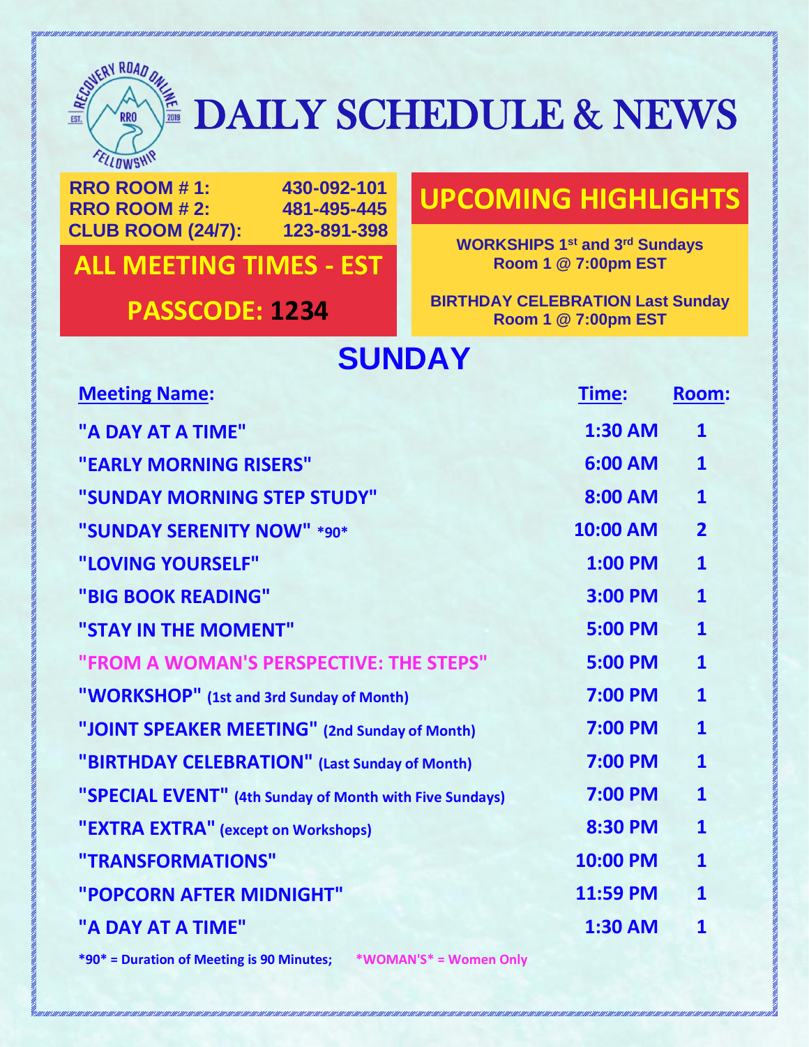# DAILY SCHEDULE & NEWS

**RRO ROOM # 1:** 430-092-101
**RRO ROOM # 2:** 481-495-445
**CLUB ROOM (24/7):** 123-891-398

**ALL MEETING TIMES - EST**

**PASSCODE: 1234**

## UPCOMING HIGHLIGHTS

**WORKSHIPS 1st and 3rd Sundays**
**Room 1 @ 7:00pm EST**

**BIRTHDAY CELEBRATION Last Sunday**
**Room 1 @ 7:00pm EST**

## SUNDAY

| Meeting Name: | Time: | Room: |
|---|---|---|
| "A DAY AT A TIME" | 1:30 AM | 1 |
| "EARLY MORNING RISERS" | 6:00 AM | 1 |
| "SUNDAY MORNING STEP STUDY" | 8:00 AM | 1 |
| "SUNDAY SERENITY NOW" *90* | 10:00 AM | 2 |
| "LOVING YOURSELF" | 1:00 PM | 1 |
| "BIG BOOK READING" | 3:00 PM | 1 |
| "STAY IN THE MOMENT" | 5:00 PM | 1 |
| "FROM A WOMAN'S PERSPECTIVE: THE STEPS" | 5:00 PM | 1 |
| "WORKSHOP" (1st and 3rd Sunday of Month) | 7:00 PM | 1 |
| "JOINT SPEAKER MEETING" (2nd Sunday of Month) | 7:00 PM | 1 |
| "BIRTHDAY CELEBRATION" (Last Sunday of Month) | 7:00 PM | 1 |
| "SPECIAL EVENT" (4th Sunday of Month with Five Sundays) | 7:00 PM | 1 |
| "EXTRA EXTRA" (except on Workshops) | 8:30 PM | 1 |
| "TRANSFORMATIONS" | 10:00 PM | 1 |
| "POPCORN AFTER MIDNIGHT" | 11:59 PM | 1 |
| "A DAY AT A TIME" | 1:30 AM | 1 |

*90* = Duration of Meeting is 90 Minutes; *WOMAN'S* = Women Only